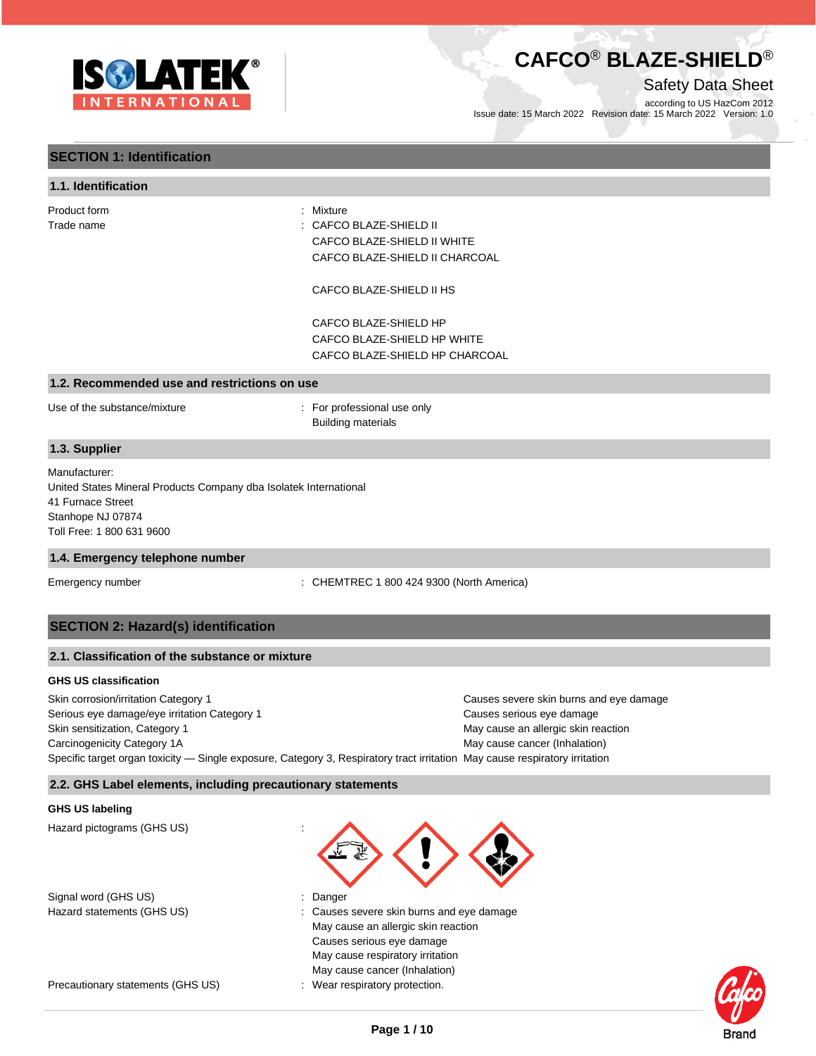# CAFCO® BLAZE-SHIELD®

Safety Data Sheet

according to US HazCom 2012

Issue date: 15 March 2022 Revision date: 15 March 2022 Version: 1.0

## SECTION 1: Identification

### 1.1. Identification

| | |
|---|---|
| Product form | : Mixture |
| Trade name | : CAFCO BLAZE-SHIELD II<br>CAFCO BLAZE-SHIELD II WHITE<br>CAFCO BLAZE-SHIELD II CHARCOAL<br><br>CAFCO BLAZE-SHIELD II HS<br><br>CAFCO BLAZE-SHIELD HP<br>CAFCO BLAZE-SHIELD HP WHITE<br>CAFCO BLAZE-SHIELD HP CHARCOAL |

### 1.2. Recommended use and restrictions on use

| | |
|---|---|
| Use of the substance/mixture | : For professional use only<br>Building materials |

### 1.3. Supplier

Manufacturer:
United States Mineral Products Company dba Isolatek International
41 Furnace Street
Stanhope NJ 07874
Toll Free: 1 800 631 9600

### 1.4. Emergency telephone number

| | |
|---|---|
| Emergency number | : CHEMTREC 1 800 424 9300 (North America) |

## SECTION 2: Hazard(s) identification

### 2.1. Classification of the substance or mixture

**GHS US classification**

| | |
|---|---|
| Skin corrosion/irritation Category 1 | Causes severe skin burns and eye damage |
| Serious eye damage/eye irritation Category 1 | Causes serious eye damage |
| Skin sensitization, Category 1 | May cause an allergic skin reaction |
| Carcinogenicity Category 1A | May cause cancer (Inhalation) |
| Specific target organ toxicity — Single exposure, Category 3, Respiratory tract irritation | May cause respiratory irritation |

### 2.2. GHS Label elements, including precautionary statements

**GHS US labeling**

| | |
|---|---|
| Hazard pictograms (GHS US) | : |
| Signal word (GHS US) | : Danger |
| Hazard statements (GHS US) | : Causes severe skin burns and eye damage<br>May cause an allergic skin reaction<br>Causes serious eye damage<br>May cause respiratory irritation<br>May cause cancer (Inhalation) |
| Precautionary statements (GHS US) | : Wear respiratory protection. |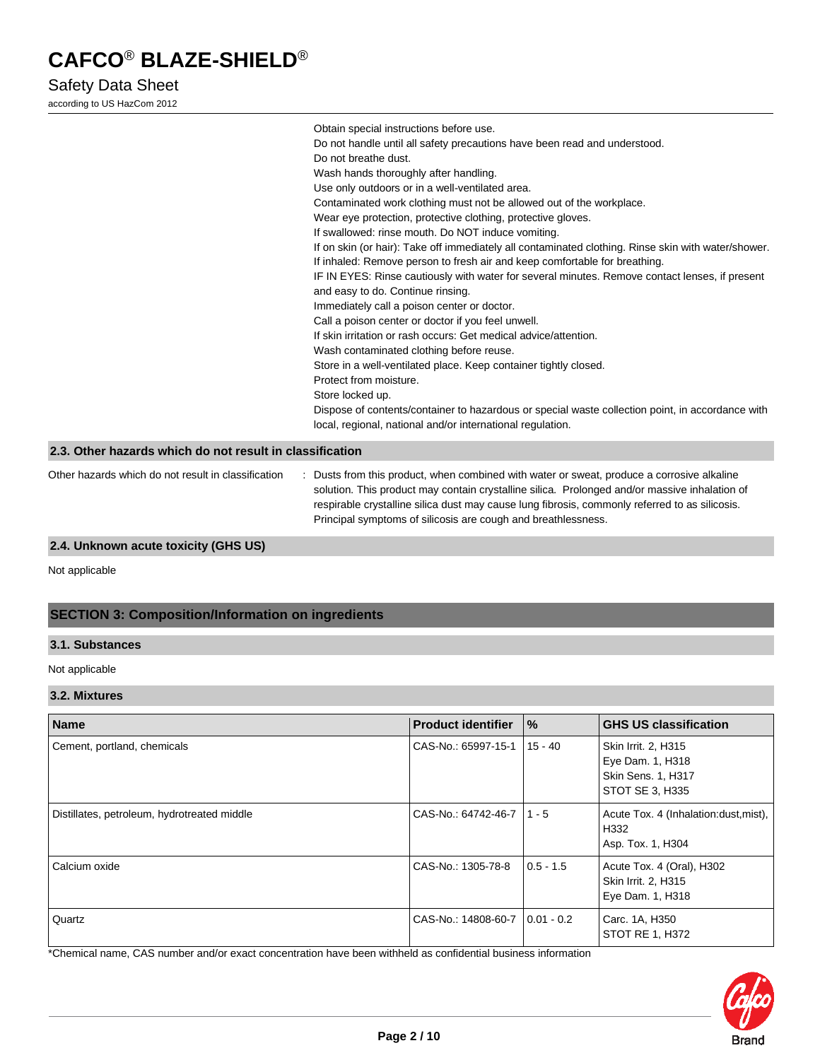Obtain special instructions before use.
Do not handle until all safety precautions have been read and understood.
Do not breathe dust.
Wash hands thoroughly after handling.
Use only outdoors or in a well-ventilated area.
Contaminated work clothing must not be allowed out of the workplace.
Wear eye protection, protective clothing, protective gloves.
If swallowed: rinse mouth. Do NOT induce vomiting.
If on skin (or hair): Take off immediately all contaminated clothing. Rinse skin with water/shower.
If inhaled: Remove person to fresh air and keep comfortable for breathing.
IF IN EYES: Rinse cautiously with water for several minutes. Remove contact lenses, if present and easy to do. Continue rinsing.
Immediately call a poison center or doctor.
Call a poison center or doctor if you feel unwell.
If skin irritation or rash occurs: Get medical advice/attention.
Wash contaminated clothing before reuse.
Store in a well-ventilated place. Keep container tightly closed.
Protect from moisture.
Store locked up.
Dispose of contents/container to hazardous or special waste collection point, in accordance with local, regional, national and/or international regulation.

### 2.3. Other hazards which do not result in classification

Other hazards which do not result in classification : Dusts from this product, when combined with water or sweat, produce a corrosive alkaline solution. This product may contain crystalline silica. Prolonged and/or massive inhalation of respirable crystalline silica dust may cause lung fibrosis, commonly referred to as silicosis. Principal symptoms of silicosis are cough and breathlessness.

### 2.4. Unknown acute toxicity (GHS US)

Not applicable

## SECTION 3: Composition/Information on ingredients

### 3.1. Substances

Not applicable

### 3.2. Mixtures

| Name | Product identifier | % | GHS US classification |
|---|---|---|---|
| Cement, portland, chemicals | CAS-No.: 65997-15-1 | 15 - 40 | Skin Irrit. 2, H315<br>Eye Dam. 1, H318<br>Skin Sens. 1, H317<br>STOT SE 3, H335 |
| Distillates, petroleum, hydrotreated middle | CAS-No.: 64742-46-7 | 1 - 5 | Acute Tox. 4 (Inhalation:dust,mist), H332<br>Asp. Tox. 1, H304 |
| Calcium oxide | CAS-No.: 1305-78-8 | 0.5 - 1.5 | Acute Tox. 4 (Oral), H302<br>Skin Irrit. 2, H315<br>Eye Dam. 1, H318 |
| Quartz | CAS-No.: 14808-60-7 | 0.01 - 0.2 | Carc. 1A, H350<br>STOT RE 1, H372 |

*Chemical name, CAS number and/or exact concentration have been withheld as confidential business information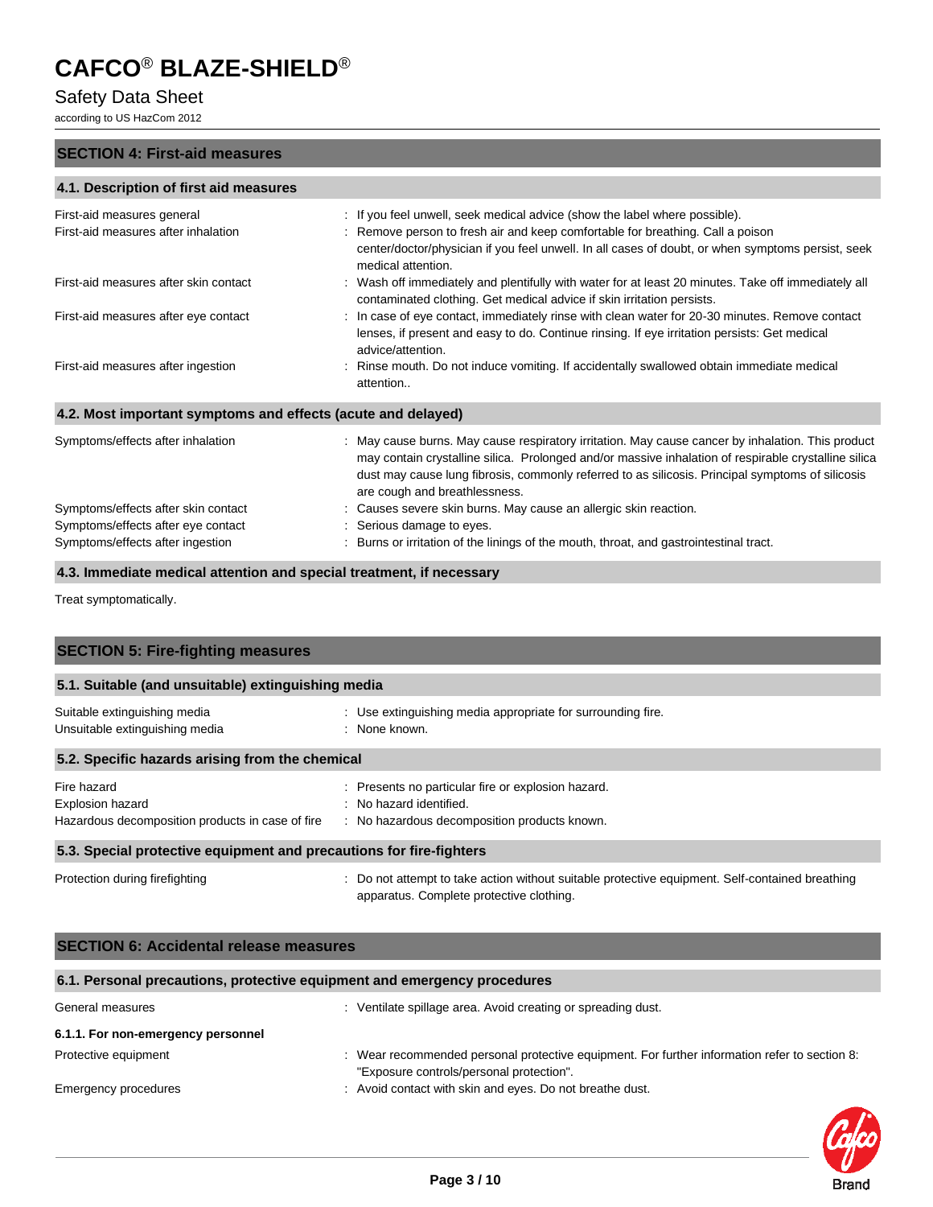## SECTION 4: First-aid measures

### 4.1. Description of first aid measures

| | |
|---|---|
| First-aid measures general | : If you feel unwell, seek medical advice (show the label where possible). |
| First-aid measures after inhalation | : Remove person to fresh air and keep comfortable for breathing. Call a poison center/doctor/physician if you feel unwell. In all cases of doubt, or when symptoms persist, seek medical attention. |
| First-aid measures after skin contact | : Wash off immediately and plentifully with water for at least 20 minutes. Take off immediately all contaminated clothing. Get medical advice if skin irritation persists. |
| First-aid measures after eye contact | : In case of eye contact, immediately rinse with clean water for 20-30 minutes. Remove contact lenses, if present and easy to do. Continue rinsing. If eye irritation persists: Get medical advice/attention. |
| First-aid measures after ingestion | : Rinse mouth. Do not induce vomiting. If accidentally swallowed obtain immediate medical attention.. |

### 4.2. Most important symptoms and effects (acute and delayed)

| | |
|---|---|
| Symptoms/effects after inhalation | : May cause burns. May cause respiratory irritation. May cause cancer by inhalation. This product may contain crystalline silica. Prolonged and/or massive inhalation of respirable crystalline silica dust may cause lung fibrosis, commonly referred to as silicosis. Principal symptoms of silicosis are cough and breathlessness. |
| Symptoms/effects after skin contact | : Causes severe skin burns. May cause an allergic skin reaction. |
| Symptoms/effects after eye contact | : Serious damage to eyes. |
| Symptoms/effects after ingestion | : Burns or irritation of the linings of the mouth, throat, and gastrointestinal tract. |

### 4.3. Immediate medical attention and special treatment, if necessary

Treat symptomatically.

## SECTION 5: Fire-fighting measures

### 5.1. Suitable (and unsuitable) extinguishing media

| | |
|---|---|
| Suitable extinguishing media | : Use extinguishing media appropriate for surrounding fire. |
| Unsuitable extinguishing media | : None known. |

### 5.2. Specific hazards arising from the chemical

| | |
|---|---|
| Fire hazard | : Presents no particular fire or explosion hazard. |
| Explosion hazard | : No hazard identified. |
| Hazardous decomposition products in case of fire | : No hazardous decomposition products known. |

### 5.3. Special protective equipment and precautions for fire-fighters

| | |
|---|---|
| Protection during firefighting | : Do not attempt to take action without suitable protective equipment. Self-contained breathing apparatus. Complete protective clothing. |

## SECTION 6: Accidental release measures

### 6.1. Personal precautions, protective equipment and emergency procedures

| | |
|---|---|
| General measures | : Ventilate spillage area. Avoid creating or spreading dust. |

**6.1.1. For non-emergency personnel**

| | |
|---|---|
| Protective equipment | : Wear recommended personal protective equipment. For further information refer to section 8: "Exposure controls/personal protection". |
| Emergency procedures | : Avoid contact with skin and eyes. Do not breathe dust. |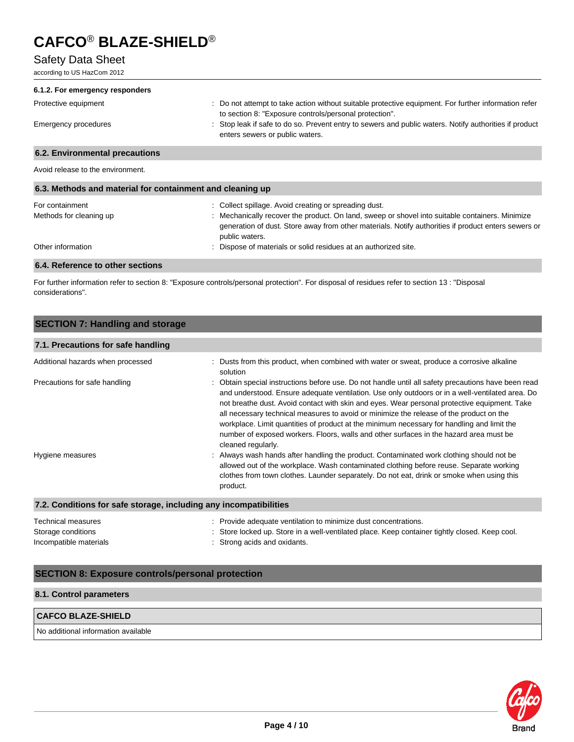#### 6.1.2. For emergency responders

| | |
|---|---|
| Protective equipment | : Do not attempt to take action without suitable protective equipment. For further information refer to section 8: "Exposure controls/personal protection". |
| Emergency procedures | : Stop leak if safe to do so. Prevent entry to sewers and public waters. Notify authorities if product enters sewers or public waters. |

### 6.2. Environmental precautions

Avoid release to the environment.

### 6.3. Methods and material for containment and cleaning up

| | |
|---|---|
| For containment | : Collect spillage. Avoid creating or spreading dust. |
| Methods for cleaning up | : Mechanically recover the product. On land, sweep or shovel into suitable containers. Minimize generation of dust. Store away from other materials. Notify authorities if product enters sewers or public waters. |
| Other information | : Dispose of materials or solid residues at an authorized site. |

### 6.4. Reference to other sections

For further information refer to section 8: "Exposure controls/personal protection". For disposal of residues refer to section 13 : "Disposal considerations".

## SECTION 7: Handling and storage

### 7.1. Precautions for safe handling

| | |
|---|---|
| Additional hazards when processed | : Dusts from this product, when combined with water or sweat, produce a corrosive alkaline solution |
| Precautions for safe handling | : Obtain special instructions before use. Do not handle until all safety precautions have been read and understood. Ensure adequate ventilation. Use only outdoors or in a well-ventilated area. Do not breathe dust. Avoid contact with skin and eyes. Wear personal protective equipment. Take all necessary technical measures to avoid or minimize the release of the product on the workplace. Limit quantities of product at the minimum necessary for handling and limit the number of exposed workers. Floors, walls and other surfaces in the hazard area must be cleaned regularly. |
| Hygiene measures | : Always wash hands after handling the product. Contaminated work clothing should not be allowed out of the workplace. Wash contaminated clothing before reuse. Separate working clothes from town clothes. Launder separately. Do not eat, drink or smoke when using this product. |

### 7.2. Conditions for safe storage, including any incompatibilities

| | |
|---|---|
| Technical measures | : Provide adequate ventilation to minimize dust concentrations. |
| Storage conditions | : Store locked up. Store in a well-ventilated place. Keep container tightly closed. Keep cool. |
| Incompatible materials | : Strong acids and oxidants. |

## SECTION 8: Exposure controls/personal protection

### 8.1. Control parameters

| CAFCO BLAZE-SHIELD |
|---|
| No additional information available |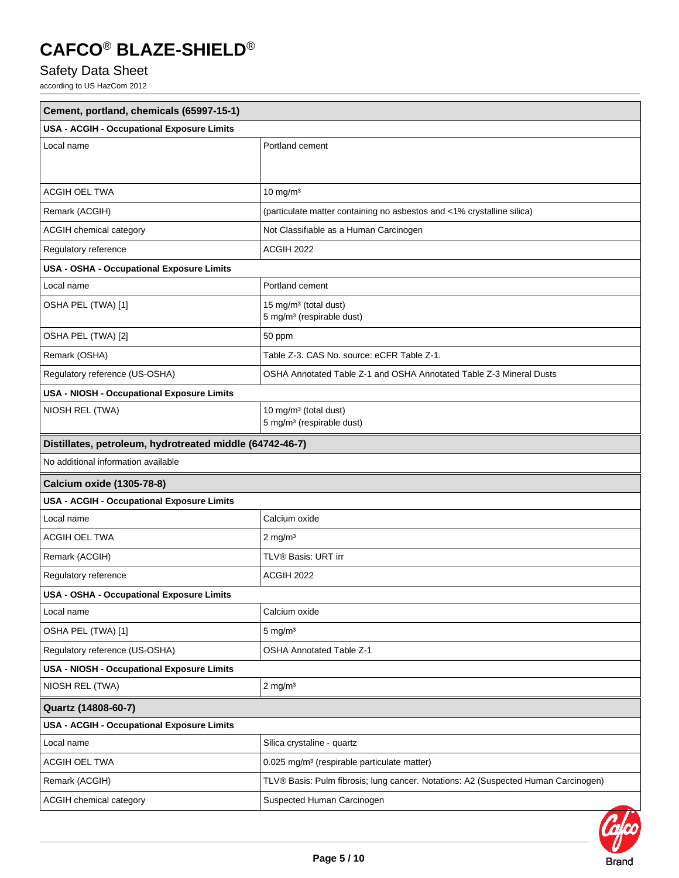| Cement, portland, chemicals (65997-15-1) | |
|---|---|
| **USA - ACGIH - Occupational Exposure Limits** | |
| Local name | Portland cement |
| ACGIH OEL TWA | 10 mg/m³ |
| Remark (ACGIH) | (particulate matter containing no asbestos and <1% crystalline silica) |
| ACGIH chemical category | Not Classifiable as a Human Carcinogen |
| Regulatory reference | ACGIH 2022 |
| **USA - OSHA - Occupational Exposure Limits** | |
| Local name | Portland cement |
| OSHA PEL (TWA) [1] | 15 mg/m³ (total dust)<br>5 mg/m³ (respirable dust) |
| OSHA PEL (TWA) [2] | 50 ppm |
| Remark (OSHA) | Table Z-3. CAS No. source: eCFR Table Z-1. |
| Regulatory reference (US-OSHA) | OSHA Annotated Table Z-1 and OSHA Annotated Table Z-3 Mineral Dusts |
| **USA - NIOSH - Occupational Exposure Limits** | |
| NIOSH REL (TWA) | 10 mg/m³ (total dust)<br>5 mg/m³ (respirable dust) |

| Distillates, petroleum, hydrotreated middle (64742-46-7) |
|---|
| No additional information available |

| Calcium oxide (1305-78-8) | |
|---|---|
| **USA - ACGIH - Occupational Exposure Limits** | |
| Local name | Calcium oxide |
| ACGIH OEL TWA | 2 mg/m³ |
| Remark (ACGIH) | TLV® Basis: URT irr |
| Regulatory reference | ACGIH 2022 |
| **USA - OSHA - Occupational Exposure Limits** | |
| Local name | Calcium oxide |
| OSHA PEL (TWA) [1] | 5 mg/m³ |
| Regulatory reference (US-OSHA) | OSHA Annotated Table Z-1 |
| **USA - NIOSH - Occupational Exposure Limits** | |
| NIOSH REL (TWA) | 2 mg/m³ |

| Quartz (14808-60-7) | |
|---|---|
| **USA - ACGIH - Occupational Exposure Limits** | |
| Local name | Silica crystaline - quartz |
| ACGIH OEL TWA | 0.025 mg/m³ (respirable particulate matter) |
| Remark (ACGIH) | TLV® Basis: Pulm fibrosis; lung cancer. Notations: A2 (Suspected Human Carcinogen) |
| ACGIH chemical category | Suspected Human Carcinogen |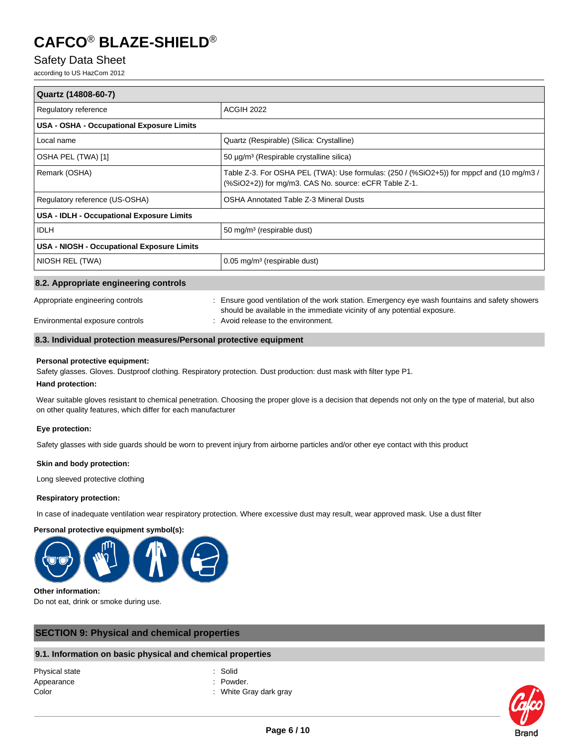| Quartz (14808-60-7) | |
|---|---|
| Regulatory reference | ACGIH 2022 |
| **USA - OSHA - Occupational Exposure Limits** | |
| Local name | Quartz (Respirable) (Silica: Crystalline) |
| OSHA PEL (TWA) [1] | 50 µg/m³ (Respirable crystalline silica) |
| Remark (OSHA) | Table Z-3. For OSHA PEL (TWA): Use formulas: (250 / (%SiO2+5)) for mppcf and (10 mg/m3 / (%SiO2+2)) for mg/m3. CAS No. source: eCFR Table Z-1. |
| Regulatory reference (US-OSHA) | OSHA Annotated Table Z-3 Mineral Dusts |
| **USA - IDLH - Occupational Exposure Limits** | |
| IDLH | 50 mg/m³ (respirable dust) |
| **USA - NIOSH - Occupational Exposure Limits** | |
| NIOSH REL (TWA) | 0.05 mg/m³ (respirable dust) |

### 8.2. Appropriate engineering controls

Appropriate engineering controls : Ensure good ventilation of the work station. Emergency eye wash fountains and safety showers should be available in the immediate vicinity of any potential exposure.

Environmental exposure controls : Avoid release to the environment.

### 8.3. Individual protection measures/Personal protective equipment

**Personal protective equipment:**

Safety glasses. Gloves. Dustproof clothing. Respiratory protection. Dust production: dust mask with filter type P1.

**Hand protection:**

Wear suitable gloves resistant to chemical penetration. Choosing the proper glove is a decision that depends not only on the type of material, but also on other quality features, which differ for each manufacturer

**Eye protection:**

Safety glasses with side guards should be worn to prevent injury from airborne particles and/or other eye contact with this product

**Skin and body protection:**

Long sleeved protective clothing

**Respiratory protection:**

In case of inadequate ventilation wear respiratory protection. Where excessive dust may result, wear approved mask. Use a dust filter

**Personal protective equipment symbol(s):**

**Other information:**

Do not eat, drink or smoke during use.

## SECTION 9: Physical and chemical properties

### 9.1. Information on basic physical and chemical properties

Physical state : Solid

Appearance : Powder.

Color : White Gray dark gray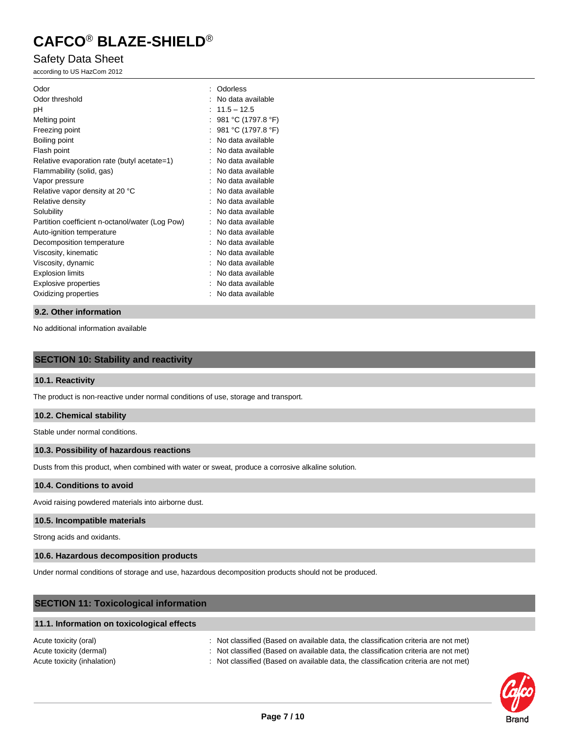| | |
|---|---|
| Odor | : Odorless |
| Odor threshold | : No data available |
| pH | : 11.5 – 12.5 |
| Melting point | : 981 °C (1797.8 °F) |
| Freezing point | : 981 °C (1797.8 °F) |
| Boiling point | : No data available |
| Flash point | : No data available |
| Relative evaporation rate (butyl acetate=1) | : No data available |
| Flammability (solid, gas) | : No data available |
| Vapor pressure | : No data available |
| Relative vapor density at 20 °C | : No data available |
| Relative density | : No data available |
| Solubility | : No data available |
| Partition coefficient n-octanol/water (Log Pow) | : No data available |
| Auto-ignition temperature | : No data available |
| Decomposition temperature | : No data available |
| Viscosity, kinematic | : No data available |
| Viscosity, dynamic | : No data available |
| Explosion limits | : No data available |
| Explosive properties | : No data available |
| Oxidizing properties | : No data available |

### 9.2. Other information

No additional information available

## SECTION 10: Stability and reactivity

### 10.1. Reactivity

The product is non-reactive under normal conditions of use, storage and transport.

### 10.2. Chemical stability

Stable under normal conditions.

### 10.3. Possibility of hazardous reactions

Dusts from this product, when combined with water or sweat, produce a corrosive alkaline solution.

### 10.4. Conditions to avoid

Avoid raising powdered materials into airborne dust.

### 10.5. Incompatible materials

Strong acids and oxidants.

### 10.6. Hazardous decomposition products

Under normal conditions of storage and use, hazardous decomposition products should not be produced.

## SECTION 11: Toxicological information

### 11.1. Information on toxicological effects

| | |
|---|---|
| Acute toxicity (oral) | : Not classified (Based on available data, the classification criteria are not met) |
| Acute toxicity (dermal) | : Not classified (Based on available data, the classification criteria are not met) |
| Acute toxicity (inhalation) | : Not classified (Based on available data, the classification criteria are not met) |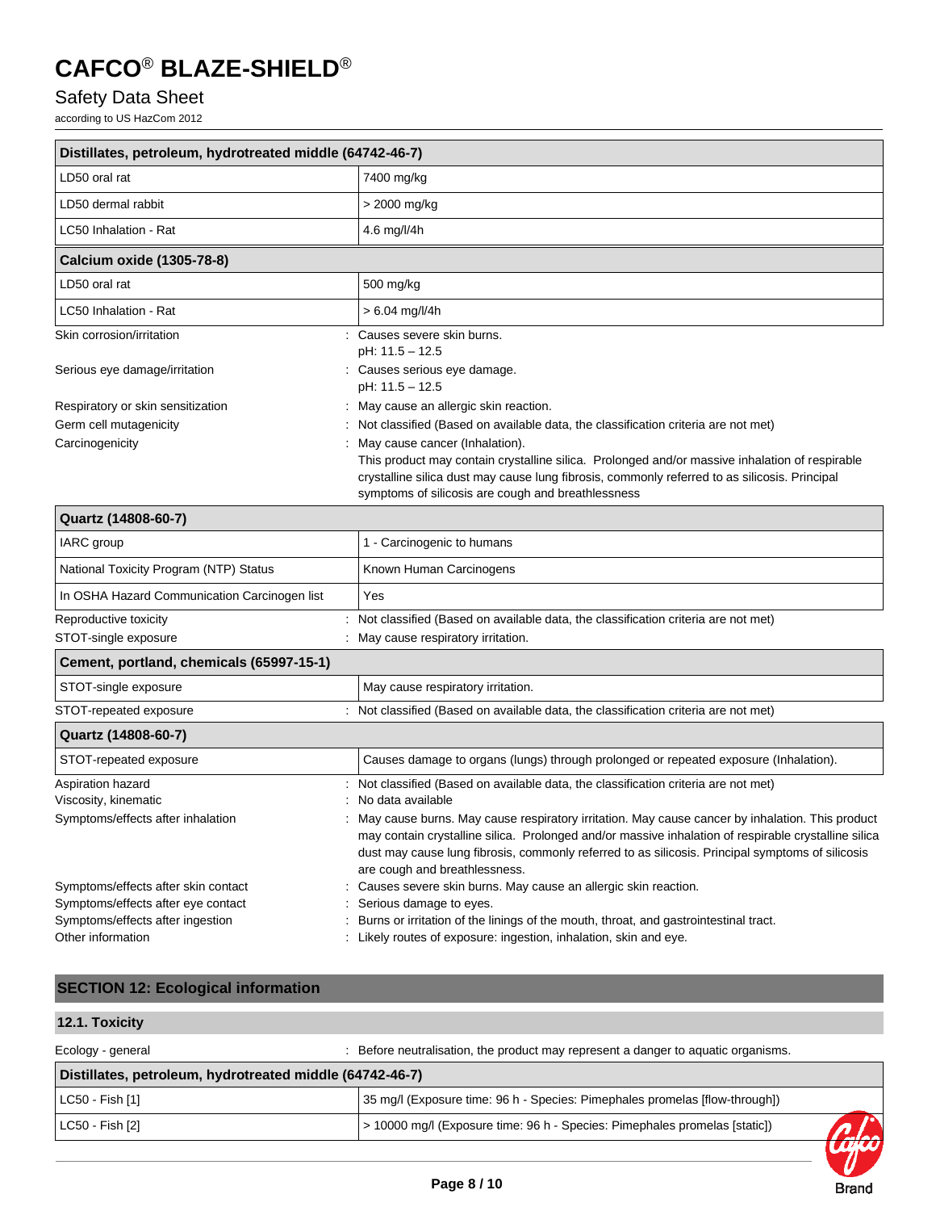| Distillates, petroleum, hydrotreated middle (64742-46-7) | |
|---|---|
| LD50 oral rat | 7400 mg/kg |
| LD50 dermal rabbit | > 2000 mg/kg |
| LC50 Inhalation - Rat | 4.6 mg/l/4h |

| Calcium oxide (1305-78-8) | |
|---|---|
| LD50 oral rat | 500 mg/kg |
| LC50 Inhalation - Rat | > 6.04 mg/l/4h |

Skin corrosion/irritation : Causes severe skin burns.
pH: 11.5 – 12.5

Serious eye damage/irritation : Causes serious eye damage.
pH: 11.5 – 12.5

Respiratory or skin sensitization : May cause an allergic skin reaction.

Germ cell mutagenicity : Not classified (Based on available data, the classification criteria are not met)

Carcinogenicity : May cause cancer (Inhalation).
This product may contain crystalline silica. Prolonged and/or massive inhalation of respirable crystalline silica dust may cause lung fibrosis, commonly referred to as silicosis. Principal symptoms of silicosis are cough and breathlessness

| Quartz (14808-60-7) | |
|---|---|
| IARC group | 1 - Carcinogenic to humans |
| National Toxicity Program (NTP) Status | Known Human Carcinogens |
| In OSHA Hazard Communication Carcinogen list | Yes |

Reproductive toxicity : Not classified (Based on available data, the classification criteria are not met)

STOT-single exposure : May cause respiratory irritation.

| Cement, portland, chemicals (65997-15-1) | |
|---|---|
| STOT-single exposure | May cause respiratory irritation. |

STOT-repeated exposure : Not classified (Based on available data, the classification criteria are not met)

| Quartz (14808-60-7) | |
|---|---|
| STOT-repeated exposure | Causes damage to organs (lungs) through prolonged or repeated exposure (Inhalation). |

Aspiration hazard : Not classified (Based on available data, the classification criteria are not met)

Viscosity, kinematic : No data available

Symptoms/effects after inhalation : May cause burns. May cause respiratory irritation. May cause cancer by inhalation. This product may contain crystalline silica. Prolonged and/or massive inhalation of respirable crystalline silica dust may cause lung fibrosis, commonly referred to as silicosis. Principal symptoms of silicosis are cough and breathlessness.

Symptoms/effects after skin contact : Causes severe skin burns. May cause an allergic skin reaction.

Symptoms/effects after eye contact : Serious damage to eyes.

Symptoms/effects after ingestion : Burns or irritation of the linings of the mouth, throat, and gastrointestinal tract.

Other information : Likely routes of exposure: ingestion, inhalation, skin and eye.

## SECTION 12: Ecological information

### 12.1. Toxicity

Ecology - general : Before neutralisation, the product may represent a danger to aquatic organisms.

| Distillates, petroleum, hydrotreated middle (64742-46-7) | |
|---|---|
| LC50 - Fish [1] | 35 mg/l (Exposure time: 96 h - Species: Pimephales promelas [flow-through]) |
| LC50 - Fish [2] | > 10000 mg/l (Exposure time: 96 h - Species: Pimephales promelas [static]) |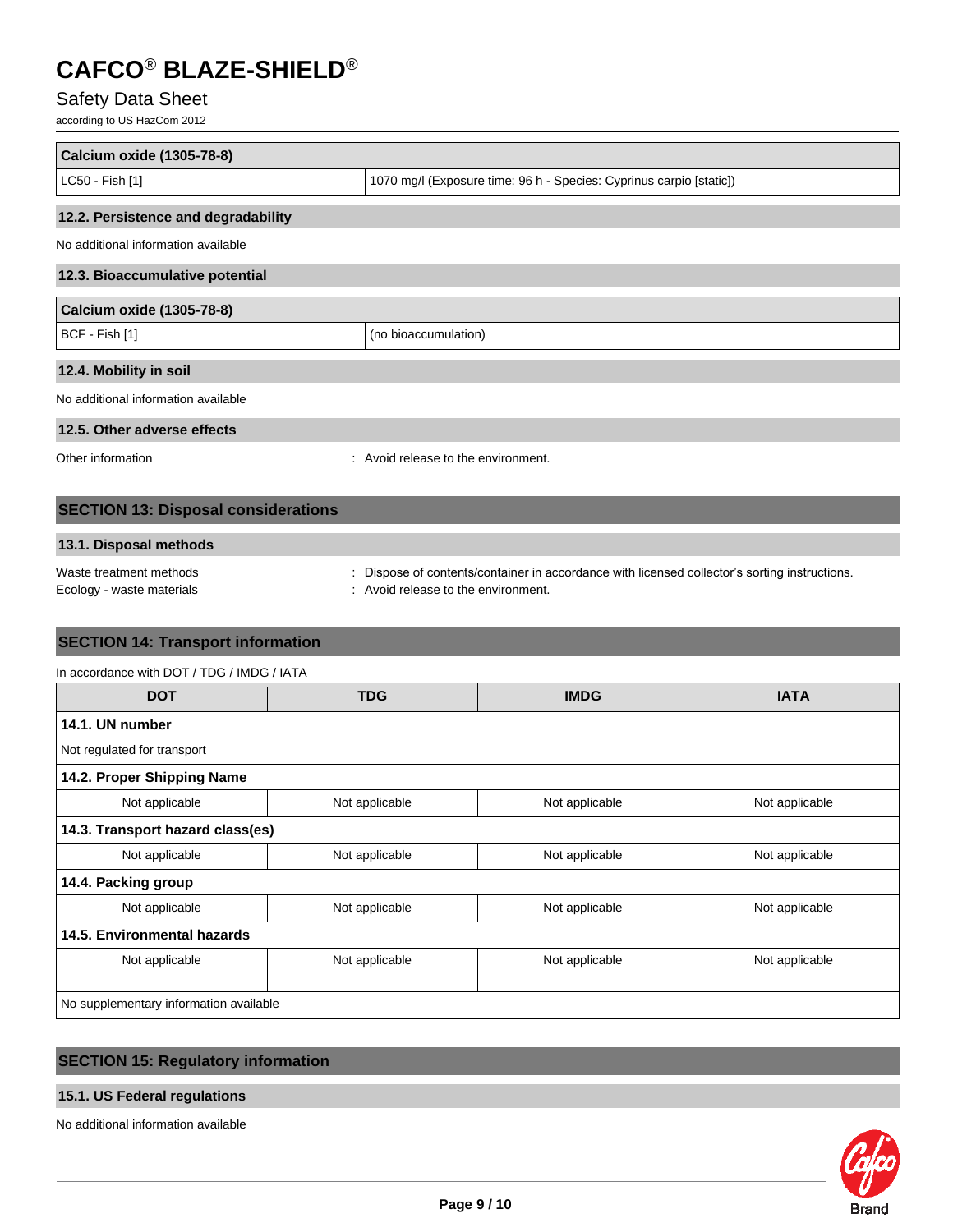| Calcium oxide (1305-78-8) | |
|---|---|
| LC50 - Fish [1] | 1070 mg/l (Exposure time: 96 h - Species: Cyprinus carpio [static]) |

### 12.2. Persistence and degradability

No additional information available

### 12.3. Bioaccumulative potential

| Calcium oxide (1305-78-8) | |
|---|---|
| BCF - Fish [1] | (no bioaccumulation) |

### 12.4. Mobility in soil

No additional information available

### 12.5. Other adverse effects

Other information : Avoid release to the environment.

## SECTION 13: Disposal considerations

### 13.1. Disposal methods

Waste treatment methods : Dispose of contents/container in accordance with licensed collector's sorting instructions.

Ecology - waste materials : Avoid release to the environment.

## SECTION 14: Transport information

In accordance with DOT / TDG / IMDG / IATA

| DOT | TDG | IMDG | IATA |
|---|---|---|---|
| **14.1. UN number** | | | |
| Not regulated for transport | | | |
| **14.2. Proper Shipping Name** | | | |
| Not applicable | Not applicable | Not applicable | Not applicable |
| **14.3. Transport hazard class(es)** | | | |
| Not applicable | Not applicable | Not applicable | Not applicable |
| **14.4. Packing group** | | | |
| Not applicable | Not applicable | Not applicable | Not applicable |
| **14.5. Environmental hazards** | | | |
| Not applicable | Not applicable | Not applicable | Not applicable |
| No supplementary information available | | | |

## SECTION 15: Regulatory information

### 15.1. US Federal regulations

No additional information available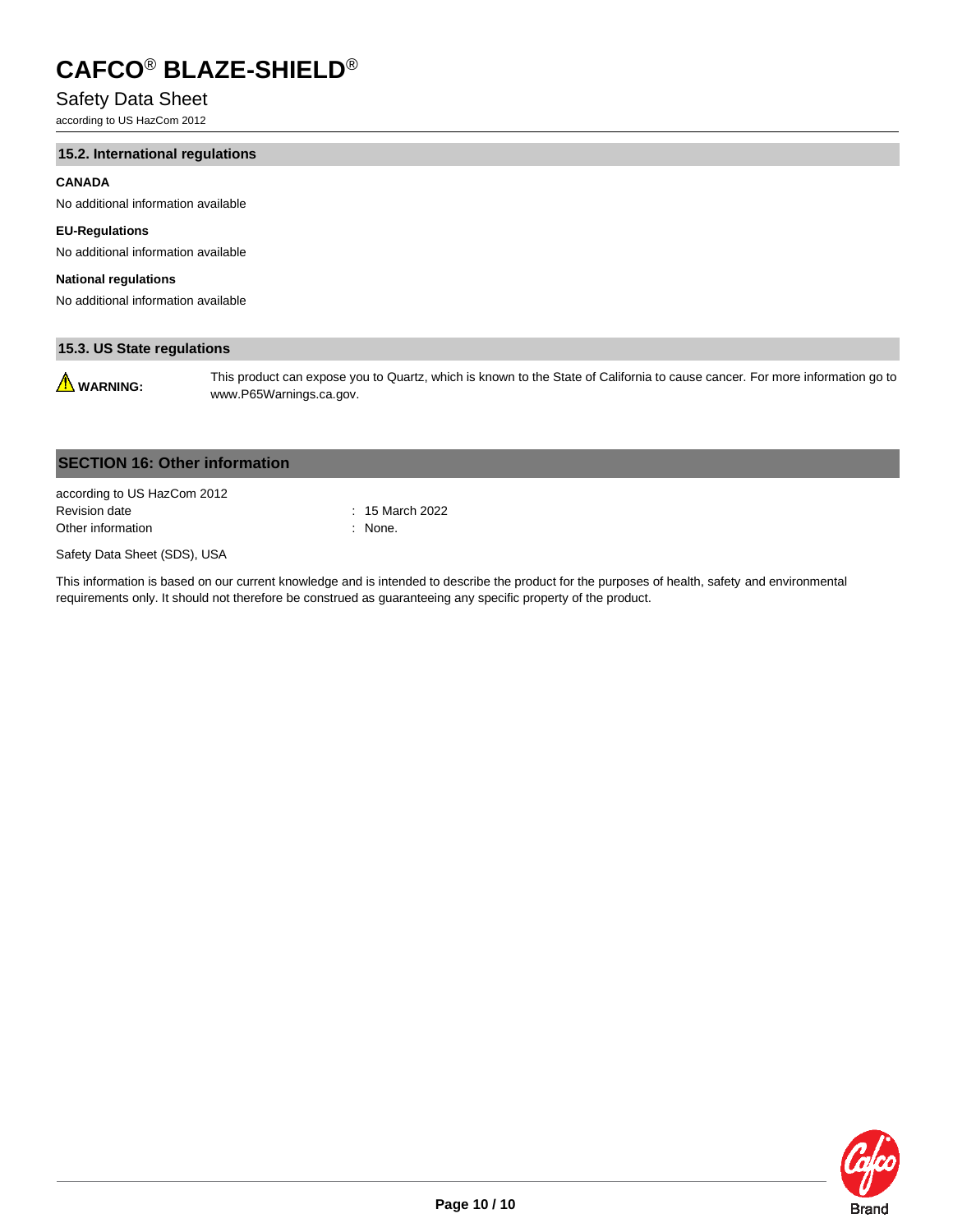### 15.2. International regulations

**CANADA**

No additional information available

**EU-Regulations**

No additional information available

**National regulations**

No additional information available

### 15.3. US State regulations

⚠ **WARNING:** This product can expose you to Quartz, which is known to the State of California to cause cancer. For more information go to www.P65Warnings.ca.gov.

## SECTION 16: Other information

according to US HazCom 2012

Revision date : 15 March 2022

Other information : None.

Safety Data Sheet (SDS), USA

This information is based on our current knowledge and is intended to describe the product for the purposes of health, safety and environmental requirements only. It should not therefore be construed as guaranteeing any specific property of the product.